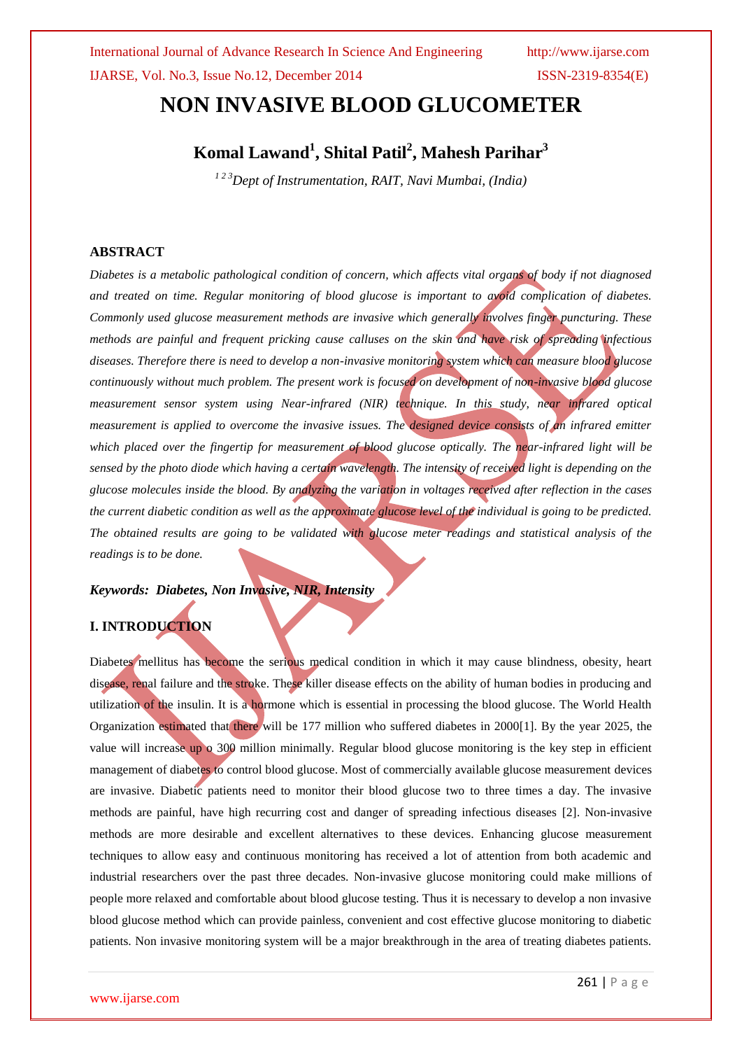# NON INVASIVE BLOOD GLUCOMETER

**Komal Lawand[1], Shital Patil[2], Mahesh Parihar[3]**

*[1 2 3]Dept of Instrumentation, RAIT, Navi Mumbai, (India)*

## ABSTRACT

*Diabetes is a metabolic pathological condition of concern, which affects vital organs of body if not diagnosed and treated on time. Regular monitoring of blood glucose is important to avoid complication of diabetes. Commonly used glucose measurement methods are invasive which generally involves finger puncturing. These methods are painful and frequent pricking cause calluses on the skin and have risk of spreading infectious diseases. Therefore there is need to develop a non-invasive monitoring system which can measure blood glucose continuously without much problem. The present work is focused on development of non-invasive blood glucose measurement sensor system using Near-infrared (NIR) technique. In this study, near infrared optical measurement is applied to overcome the invasive issues. The designed device consists of an infrared emitter which placed over the fingertip for measurement of blood glucose optically. The near-infrared light will be sensed by the photo diode which having a certain wavelength. The intensity of received light is depending on the glucose molecules inside the blood. By analyzing the variation in voltages received after reflection in the cases the current diabetic condition as well as the approximate glucose level of the individual is going to be predicted. The obtained results are going to be validated with glucose meter readings and statistical analysis of the readings is to be done.*

***Keywords: Diabetes, Non Invasive, NIR, Intensity***

## I. INTRODUCTION

Diabetes mellitus has become the serious medical condition in which it may cause blindness, obesity, heart disease, renal failure and the stroke. These killer disease effects on the ability of human bodies in producing and utilization of the insulin. It is a hormone which is essential in processing the blood glucose. The World Health Organization estimated that there will be 177 million who suffered diabetes in 2000[1]. By the year 2025, the value will increase up o 300 million minimally. Regular blood glucose monitoring is the key step in efficient management of diabetes to control blood glucose. Most of commercially available glucose measurement devices are invasive. Diabetic patients need to monitor their blood glucose two to three times a day. The invasive methods are painful, have high recurring cost and danger of spreading infectious diseases [2]. Non-invasive methods are more desirable and excellent alternatives to these devices. Enhancing glucose measurement techniques to allow easy and continuous monitoring has received a lot of attention from both academic and industrial researchers over the past three decades. Non-invasive glucose monitoring could make millions of people more relaxed and comfortable about blood glucose testing. Thus it is necessary to develop a non invasive blood glucose method which can provide painless, convenient and cost effective glucose monitoring to diabetic patients. Non invasive monitoring system will be a major breakthrough in the area of treating diabetes patients.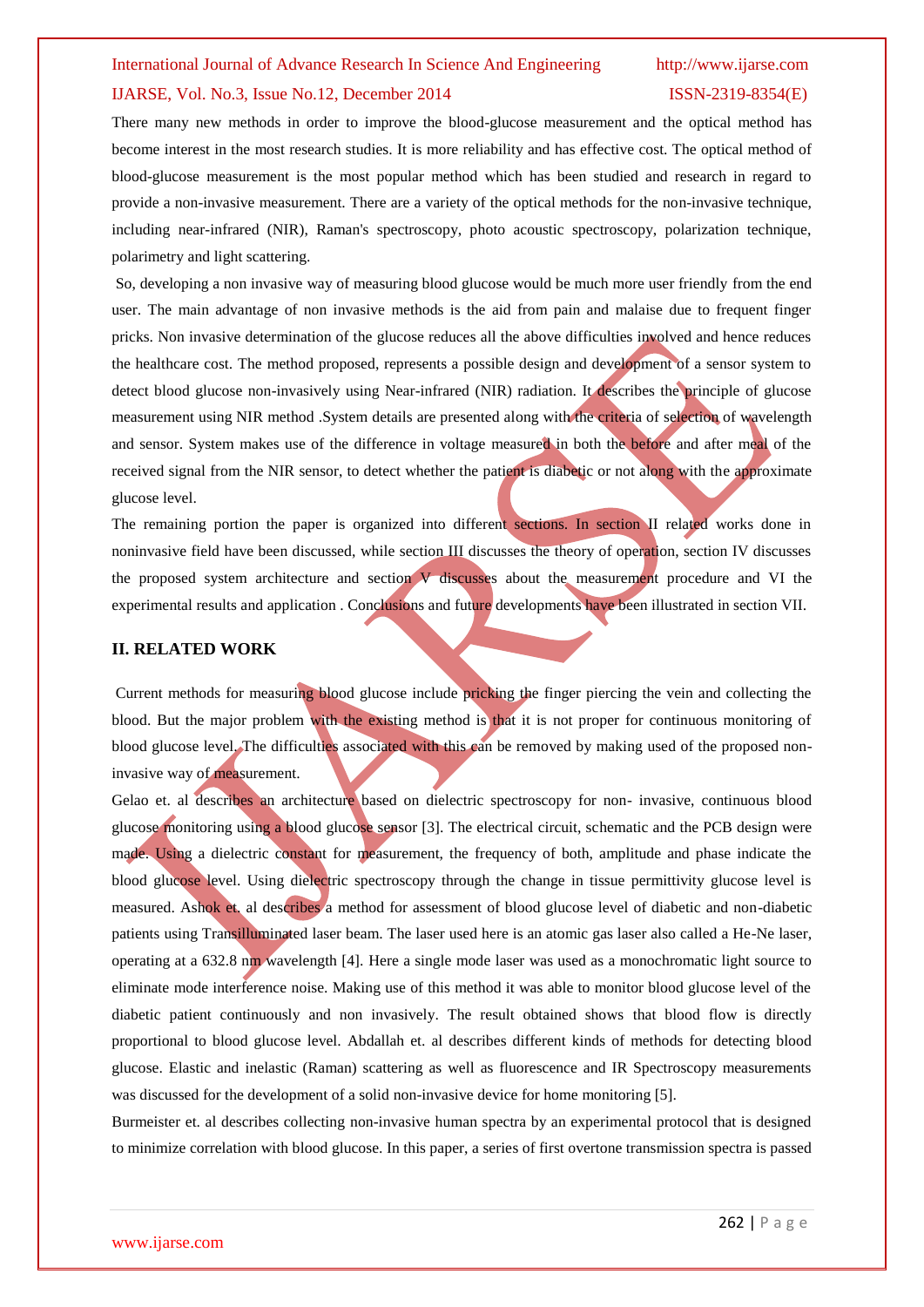There many new methods in order to improve the blood-glucose measurement and the optical method has become interest in the most research studies. It is more reliability and has effective cost. The optical method of blood-glucose measurement is the most popular method which has been studied and research in regard to provide a non-invasive measurement. There are a variety of the optical methods for the non-invasive technique, including near-infrared (NIR), Raman's spectroscopy, photo acoustic spectroscopy, polarization technique, polarimetry and light scattering.

So, developing a non invasive way of measuring blood glucose would be much more user friendly from the end user. The main advantage of non invasive methods is the aid from pain and malaise due to frequent finger pricks. Non invasive determination of the glucose reduces all the above difficulties involved and hence reduces the healthcare cost. The method proposed, represents a possible design and development of a sensor system to detect blood glucose non-invasively using Near-infrared (NIR) radiation. It describes the principle of glucose measurement using NIR method .System details are presented along with the criteria of selection of wavelength and sensor. System makes use of the difference in voltage measured in both the before and after meal of the received signal from the NIR sensor, to detect whether the patient is diabetic or not along with the approximate glucose level.

The remaining portion the paper is organized into different sections. In section II related works done in noninvasive field have been discussed, while section III discusses the theory of operation, section IV discusses the proposed system architecture and section V discusses about the measurement procedure and VI the experimental results and application . Conclusions and future developments have been illustrated in section VII.

## II. RELATED WORK

Current methods for measuring blood glucose include pricking the finger piercing the vein and collecting the blood. But the major problem with the existing method is that it is not proper for continuous monitoring of blood glucose level. The difficulties associated with this can be removed by making used of the proposed non-invasive way of measurement.

Gelao et. al describes an architecture based on dielectric spectroscopy for non- invasive, continuous blood glucose monitoring using a blood glucose sensor [3]. The electrical circuit, schematic and the PCB design were made. Using a dielectric constant for measurement, the frequency of both, amplitude and phase indicate the blood glucose level. Using dielectric spectroscopy through the change in tissue permittivity glucose level is measured. Ashok et. al describes a method for assessment of blood glucose level of diabetic and non-diabetic patients using Transilluminated laser beam. The laser used here is an atomic gas laser also called a He-Ne laser, operating at a 632.8 nm wavelength [4]. Here a single mode laser was used as a monochromatic light source to eliminate mode interference noise. Making use of this method it was able to monitor blood glucose level of the diabetic patient continuously and non invasively. The result obtained shows that blood flow is directly proportional to blood glucose level. Abdallah et. al describes different kinds of methods for detecting blood glucose. Elastic and inelastic (Raman) scattering as well as fluorescence and IR Spectroscopy measurements was discussed for the development of a solid non-invasive device for home monitoring [5].

Burmeister et. al describes collecting non-invasive human spectra by an experimental protocol that is designed to minimize correlation with blood glucose. In this paper, a series of first overtone transmission spectra is passed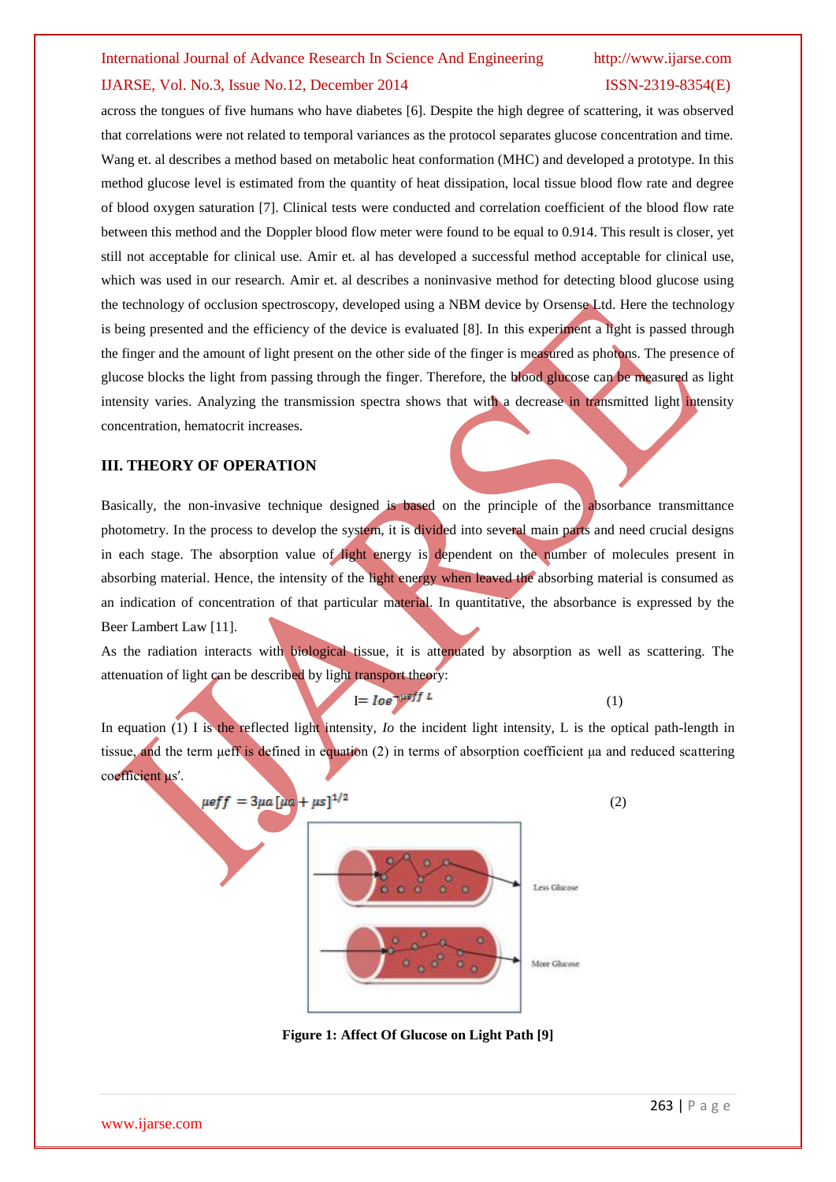across the tongues of five humans who have diabetes [6]. Despite the high degree of scattering, it was observed that correlations were not related to temporal variances as the protocol separates glucose concentration and time. Wang et. al describes a method based on metabolic heat conformation (MHC) and developed a prototype. In this method glucose level is estimated from the quantity of heat dissipation, local tissue blood flow rate and degree of blood oxygen saturation [7]. Clinical tests were conducted and correlation coefficient of the blood flow rate between this method and the Doppler blood flow meter were found to be equal to 0.914. This result is closer, yet still not acceptable for clinical use. Amir et. al has developed a successful method acceptable for clinical use, which was used in our research. Amir et. al describes a noninvasive method for detecting blood glucose using the technology of occlusion spectroscopy, developed using a NBM device by Orsense Ltd. Here the technology is being presented and the efficiency of the device is evaluated [8]. In this experiment a light is passed through the finger and the amount of light present on the other side of the finger is measured as photons. The presence of glucose blocks the light from passing through the finger. Therefore, the blood glucose can be measured as light intensity varies. Analyzing the transmission spectra shows that with a decrease in transmitted light intensity concentration, hematocrit increases.

## III. THEORY OF OPERATION

Basically, the non-invasive technique designed is based on the principle of the absorbance transmittance photometry. In the process to develop the system, it is divided into several main parts and need crucial designs in each stage. The absorption value of light energy is dependent on the number of molecules present in absorbing material. Hence, the intensity of the light energy when leaved the absorbing material is consumed as an indication of concentration of that particular material. In quantitative, the absorbance is expressed by the Beer Lambert Law [11].

As the radiation interacts with biological tissue, it is attenuated by absorption as well as scattering. The attenuation of light can be described by light transport theory:

$$I = Io e^{-\mu eff\ L} \qquad (1)$$

In equation (1) I is the reflected light intensity, *Io* the incident light intensity, L is the optical path-length in tissue, and the term μeff is defined in equation (2) in terms of absorption coefficient μa and reduced scattering coefficient μs′.

$$\mu eff = 3\mu a\,[\mu a + \mu s]^{1/2} \qquad (2)$$

Less Glucose

More Glucose

**Figure 1: Affect Of Glucose on Light Path [9]**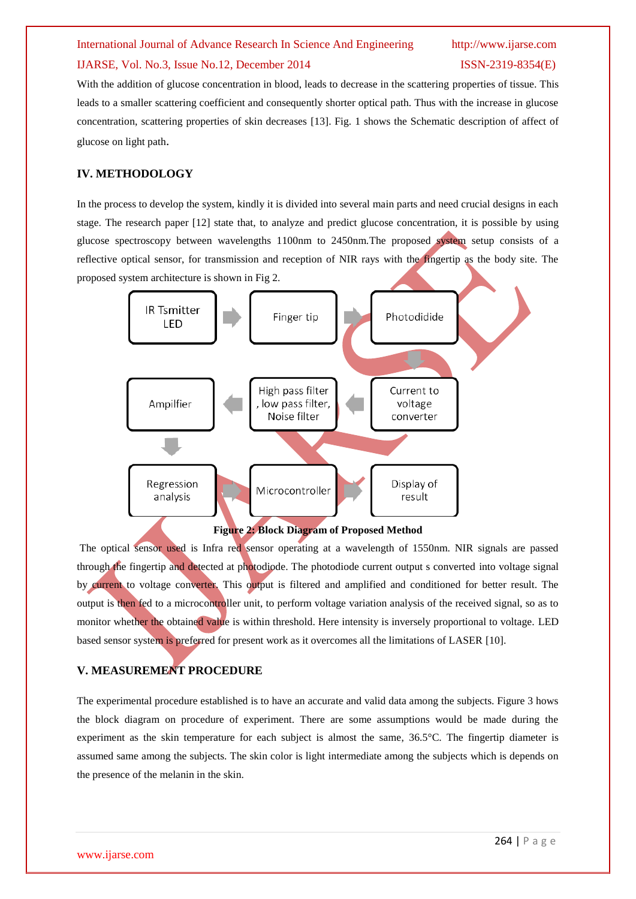With the addition of glucose concentration in blood, leads to decrease in the scattering properties of tissue. This leads to a smaller scattering coefficient and consequently shorter optical path. Thus with the increase in glucose concentration, scattering properties of skin decreases [13]. Fig. 1 shows the Schematic description of affect of glucose on light path.

## IV. METHODOLOGY

In the process to develop the system, kindly it is divided into several main parts and need crucial designs in each stage. The research paper [12] state that, to analyze and predict glucose concentration, it is possible by using glucose spectroscopy between wavelengths 1100nm to 2450nm.The proposed system setup consists of a reflective optical sensor, for transmission and reception of NIR rays with the fingertip as the body site. The proposed system architecture is shown in Fig 2.

IR Tsmitter LED → Finger tip → Photodidide → Current to voltage converter → High pass filter , low pass filter, Noise filter → Ampilfier → Regression analysis → Microcontroller → Display of result

**Figure 2: Block Diagram of Proposed Method**

The optical sensor used is Infra red sensor operating at a wavelength of 1550nm. NIR signals are passed through the fingertip and detected at photodiode. The photodiode current output s converted into voltage signal by current to voltage converter. This output is filtered and amplified and conditioned for better result. The output is then fed to a microcontroller unit, to perform voltage variation analysis of the received signal, so as to monitor whether the obtained value is within threshold. Here intensity is inversely proportional to voltage. LED based sensor system is preferred for present work as it overcomes all the limitations of LASER [10].

## V. MEASUREMENT PROCEDURE

The experimental procedure established is to have an accurate and valid data among the subjects. Figure 3 hows the block diagram on procedure of experiment. There are some assumptions would be made during the experiment as the skin temperature for each subject is almost the same, 36.5°C. The fingertip diameter is assumed same among the subjects. The skin color is light intermediate among the subjects which is depends on the presence of the melanin in the skin.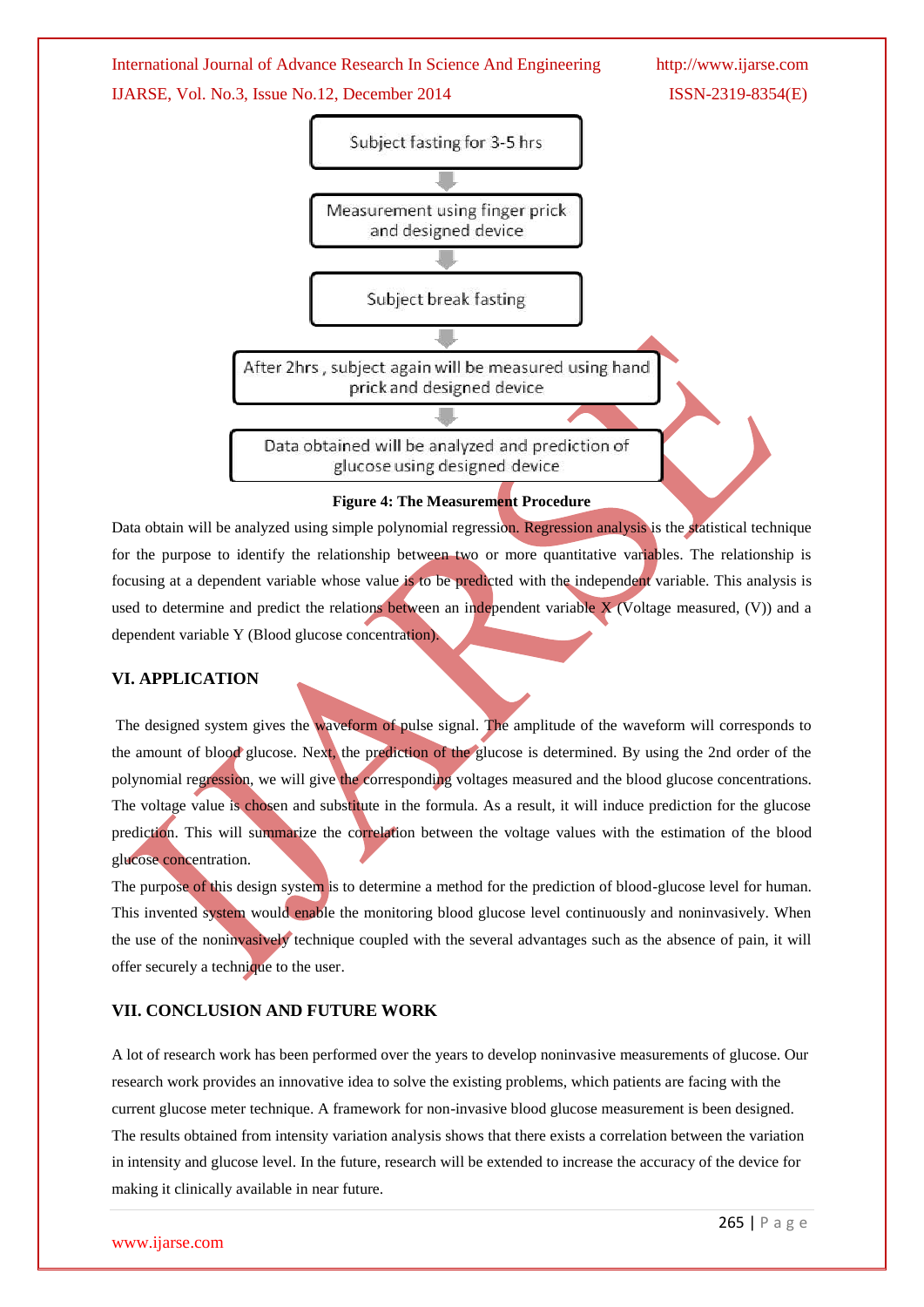Subject fasting for 3-5 hrs

↓

Measurement using finger prick and designed device

↓

Subject break fasting

↓

After 2hrs , subject again will be measured using hand prick and designed device

↓

Data obtained will be analyzed and prediction of glucose using designed device

**Figure 4: The Measurement Procedure**

Data obtain will be analyzed using simple polynomial regression. Regression analysis is the statistical technique for the purpose to identify the relationship between two or more quantitative variables. The relationship is focusing at a dependent variable whose value is to be predicted with the independent variable. This analysis is used to determine and predict the relations between an independent variable X (Voltage measured, (V)) and a dependent variable Y (Blood glucose concentration).

## VI. APPLICATION

The designed system gives the waveform of pulse signal. The amplitude of the waveform will corresponds to the amount of blood glucose. Next, the prediction of the glucose is determined. By using the 2nd order of the polynomial regression, we will give the corresponding voltages measured and the blood glucose concentrations. The voltage value is chosen and substitute in the formula. As a result, it will induce prediction for the glucose prediction. This will summarize the correlation between the voltage values with the estimation of the blood glucose concentration.

The purpose of this design system is to determine a method for the prediction of blood-glucose level for human. This invented system would enable the monitoring blood glucose level continuously and noninvasively. When the use of the noninvasively technique coupled with the several advantages such as the absence of pain, it will offer securely a technique to the user.

## VII. CONCLUSION AND FUTURE WORK

A lot of research work has been performed over the years to develop noninvasive measurements of glucose. Our research work provides an innovative idea to solve the existing problems, which patients are facing with the current glucose meter technique. A framework for non-invasive blood glucose measurement is been designed. The results obtained from intensity variation analysis shows that there exists a correlation between the variation in intensity and glucose level. In the future, research will be extended to increase the accuracy of the device for making it clinically available in near future.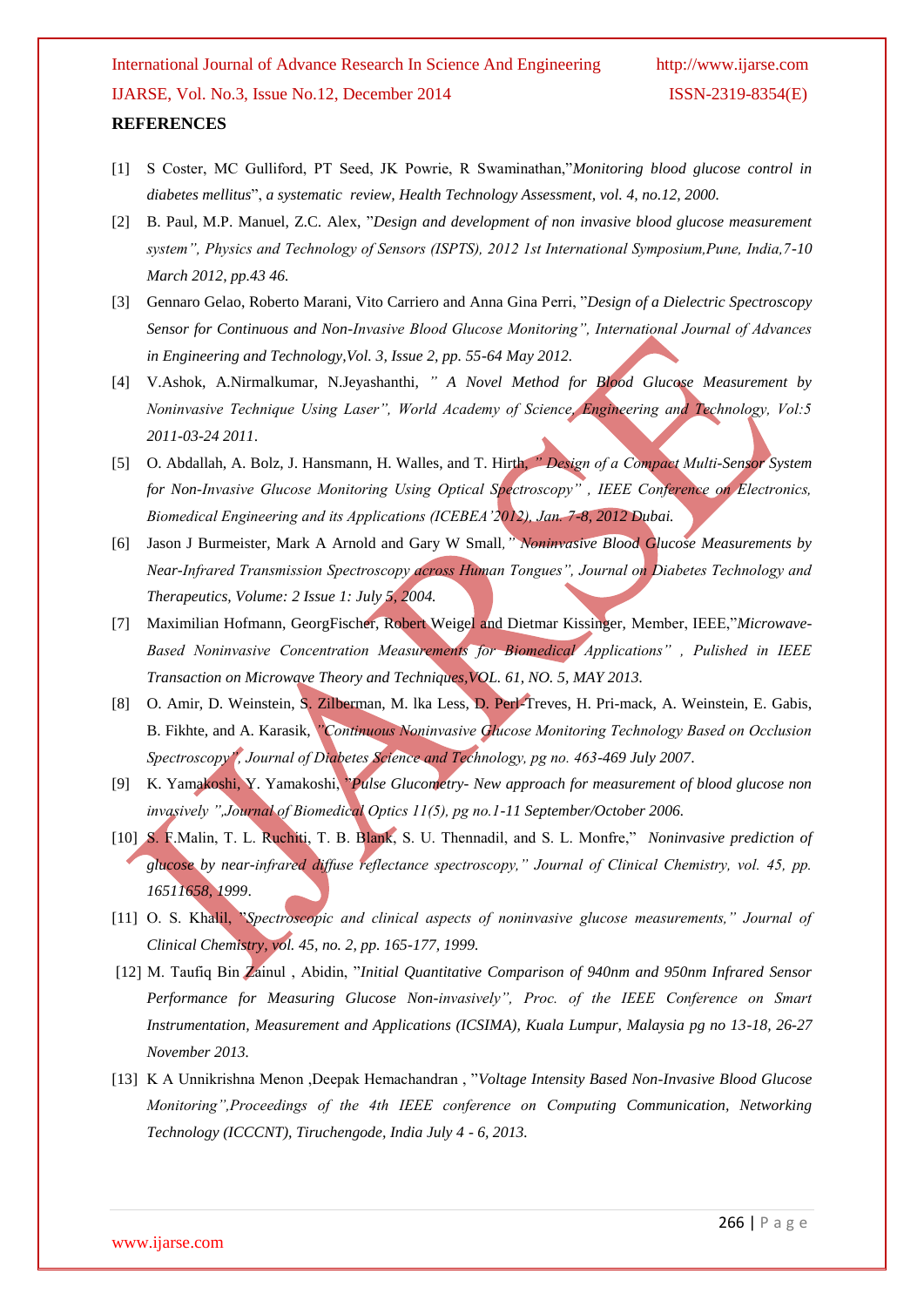## REFERENCES

[1] S Coster, MC Gulliford, PT Seed, JK Powrie, R Swaminathan,"*Monitoring blood glucose control in diabetes mellitus*", *a systematic review, Health Technology Assessment, vol. 4, no.12, 2000.*

[2] B. Paul, M.P. Manuel, Z.C. Alex, "*Design and development of non invasive blood glucose measurement system", Physics and Technology of Sensors (ISPTS), 2012 1st International Symposium,Pune, India,7-10 March 2012, pp.43 46.*

[3] Gennaro Gelao, Roberto Marani, Vito Carriero and Anna Gina Perri, "*Design of a Dielectric Spectroscopy Sensor for Continuous and Non-Invasive Blood Glucose Monitoring", International Journal of Advances in Engineering and Technology,Vol. 3, Issue 2, pp. 55-64 May 2012.*

[4] V.Ashok, A.Nirmalkumar, N.Jeyashanthi, *" A Novel Method for Blood Glucose Measurement by Noninvasive Technique Using Laser", World Academy of Science, Engineering and Technology, Vol:5 2011-03-24 2011*.

[5] O. Abdallah, A. Bolz, J. Hansmann, H. Walles, and T. Hirth, *" Design of a Compact Multi-Sensor System for Non-Invasive Glucose Monitoring Using Optical Spectroscopy" , IEEE Conference on Electronics, Biomedical Engineering and its Applications (ICEBEA'2012), Jan. 7-8, 2012 Dubai.*

[6] Jason J Burmeister, Mark A Arnold and Gary W Small*," Noninvasive Blood Glucose Measurements by Near-Infrared Transmission Spectroscopy across Human Tongues", Journal on Diabetes Technology and Therapeutics, Volume: 2 Issue 1: July 5, 2004.*

[7] Maximilian Hofmann, GeorgFischer, Robert Weigel and Dietmar Kissinger, Member, IEEE,"*Microwave-Based Noninvasive Concentration Measurements for Biomedical Applications" , Pulished in IEEE Transaction on Microwave Theory and Techniques,VOL. 61, NO. 5, MAY 2013.*

[8] O. Amir, D. Weinstein, S. Zilberman, M. lka Less, D. Perl-Treves, H. Pri-mack, A. Weinstein, E. Gabis, B. Fikhte, and A. Karasik, *"Continuous Noninvasive Glucose Monitoring Technology Based on Occlusion Spectroscopy", Journal of Diabetes Science and Technology, pg no. 463-469 July 2007*.

[9] K. Yamakoshi, Y. Yamakoshi, "*Pulse Glucometry- New approach for measurement of blood glucose non invasively ",Journal of Biomedical Optics 11(5), pg no.1-11 September/October 2006.*

[10] S. F.Malin, T. L. Ruchiti, T. B. Blank, S. U. Thennadil, and S. L. Monfre," *Noninvasive prediction of glucose by near-infrared diffuse reflectance spectroscopy," Journal of Clinical Chemistry, vol. 45, pp. 16511658, 1999*.

[11] O. S. Khalil, "*Spectroscopic and clinical aspects of noninvasive glucose measurements," Journal of Clinical Chemistry, vol. 45, no. 2, pp. 165-177, 1999.*

[12] M. Taufiq Bin Zainul , Abidin, "*Initial Quantitative Comparison of 940nm and 950nm Infrared Sensor Performance for Measuring Glucose Non-invasively", Proc. of the IEEE Conference on Smart Instrumentation, Measurement and Applications (ICSIMA), Kuala Lumpur, Malaysia pg no 13-18, 26-27 November 2013.*

[13] K A Unnikrishna Menon ,Deepak Hemachandran , "*Voltage Intensity Based Non-Invasive Blood Glucose Monitoring",Proceedings of the 4th IEEE conference on Computing Communication, Networking Technology (ICCCNT), Tiruchengode, India July 4 - 6, 2013.*